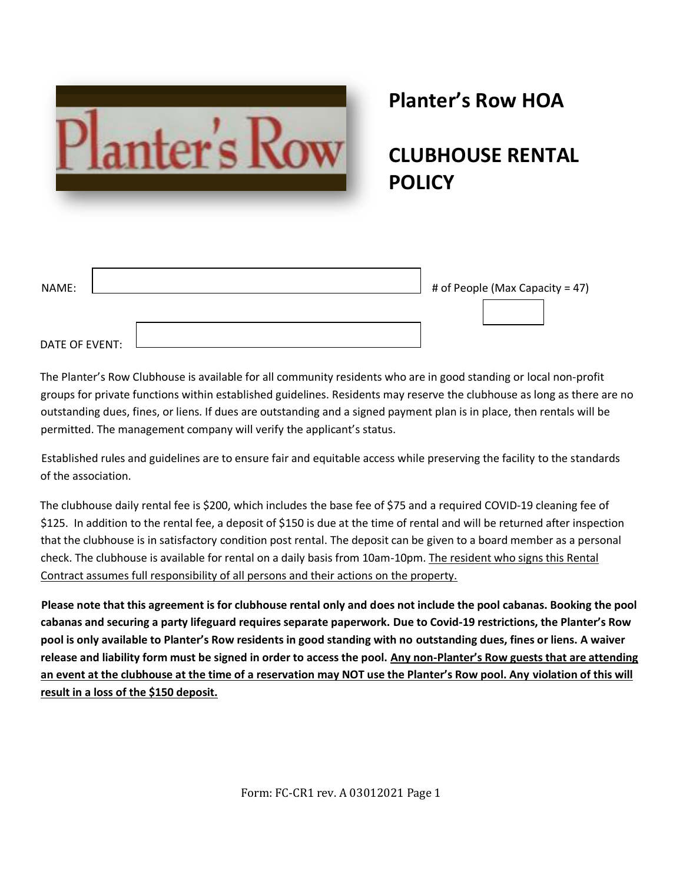# Planter's Row HOA

# CLUBHOUSE RENTAL POLICY

NAME: ______________________ # of People (Max Capacity = 47) ______

DATE OF EVENT: ______________________

The Planter's Row Clubhouse is available for all community residents who are in good standing or local non-profit groups for private functions within established guidelines. Residents may reserve the clubhouse as long as there are no outstanding dues, fines, or liens. If dues are outstanding and a signed payment plan is in place, then rentals will be permitted. The management company will verify the applicant's status.

Established rules and guidelines are to ensure fair and equitable access while preserving the facility to the standards of the association.

The clubhouse daily rental fee is $200, which includes the base fee of $75 and a required COVID-19 cleaning fee of $125. In addition to the rental fee, a deposit of $150 is due at the time of rental and will be returned after inspection that the clubhouse is in satisfactory condition post rental. The deposit can be given to a board member as a personal check. The clubhouse is available for rental on a daily basis from 10am-10pm. <u>The resident who signs this Rental Contract assumes full responsibility of all persons and their actions on the property.</u>

**Please note that this agreement is for clubhouse rental only and does not include the pool cabanas. Booking the pool cabanas and securing a party lifeguard requires separate paperwork. Due to Covid-19 restrictions, the Planter's Row pool is only available to Planter's Row residents in good standing with no outstanding dues, fines or liens. A waiver release and liability form must be signed in order to access the pool. <u>Any non-Planter's Row guests that are attending an event at the clubhouse at the time of a reservation may NOT use the Planter's Row pool. Any violation of this will result in a loss of the $150 deposit.</u>**

Form: FC-CR1 rev. A 03012021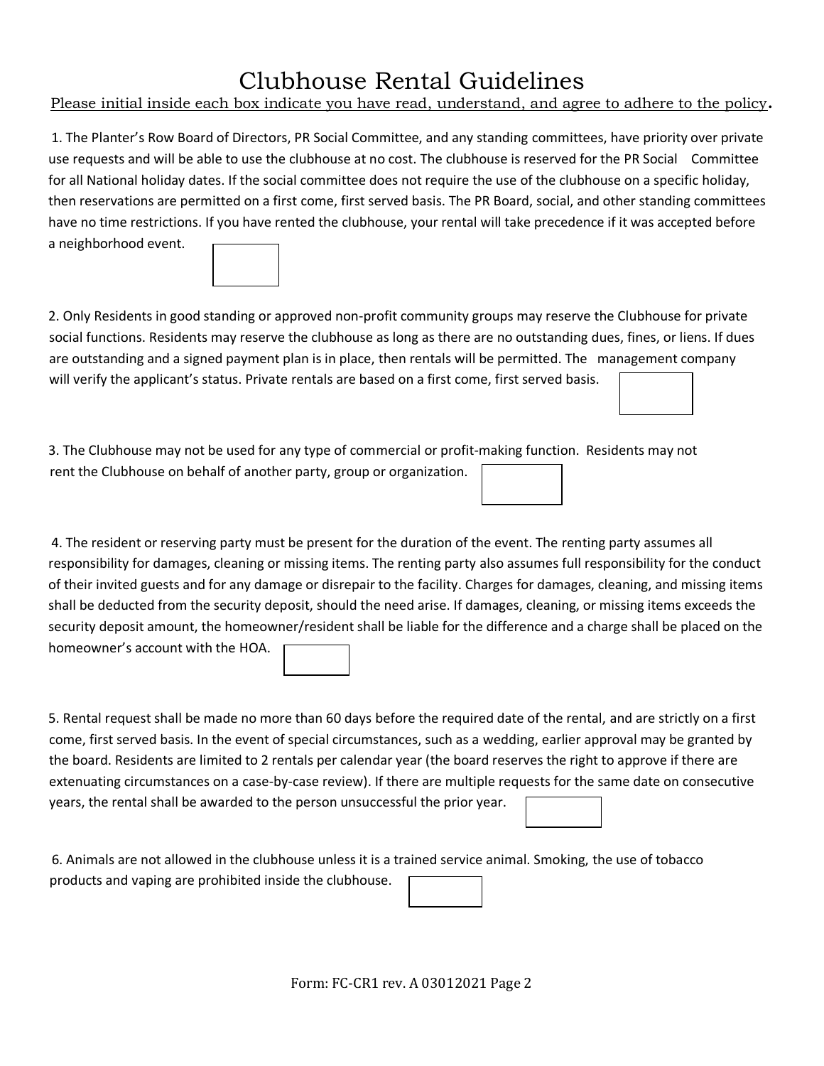# Clubhouse Rental Guidelines

Please initial inside each box indicate you have read, understand, and agree to adhere to the policy.

1. The Planter's Row Board of Directors, PR Social Committee, and any standing committees, have priority over private use requests and will be able to use the clubhouse at no cost. The clubhouse is reserved for the PR Social Committee for all National holiday dates. If the social committee does not require the use of the clubhouse on a specific holiday, then reservations are permitted on a first come, first served basis. The PR Board, social, and other standing committees have no time restrictions. If you have rented the clubhouse, your rental will take precedence if it was accepted before a neighborhood event.

2. Only Residents in good standing or approved non-profit community groups may reserve the Clubhouse for private social functions. Residents may reserve the clubhouse as long as there are no outstanding dues, fines, or liens. If dues are outstanding and a signed payment plan is in place, then rentals will be permitted. The management company will verify the applicant's status. Private rentals are based on a first come, first served basis.

3. The Clubhouse may not be used for any type of commercial or profit-making function. Residents may not rent the Clubhouse on behalf of another party, group or organization.

4. The resident or reserving party must be present for the duration of the event. The renting party assumes all responsibility for damages, cleaning or missing items. The renting party also assumes full responsibility for the conduct of their invited guests and for any damage or disrepair to the facility. Charges for damages, cleaning, and missing items shall be deducted from the security deposit, should the need arise. If damages, cleaning, or missing items exceeds the security deposit amount, the homeowner/resident shall be liable for the difference and a charge shall be placed on the homeowner's account with the HOA.

5. Rental request shall be made no more than 60 days before the required date of the rental, and are strictly on a first come, first served basis. In the event of special circumstances, such as a wedding, earlier approval may be granted by the board. Residents are limited to 2 rentals per calendar year (the board reserves the right to approve if there are extenuating circumstances on a case-by-case review). If there are multiple requests for the same date on consecutive years, the rental shall be awarded to the person unsuccessful the prior year.

6. Animals are not allowed in the clubhouse unless it is a trained service animal. Smoking, the use of tobacco products and vaping are prohibited inside the clubhouse.

Form: FC-CR1 rev. A 03012021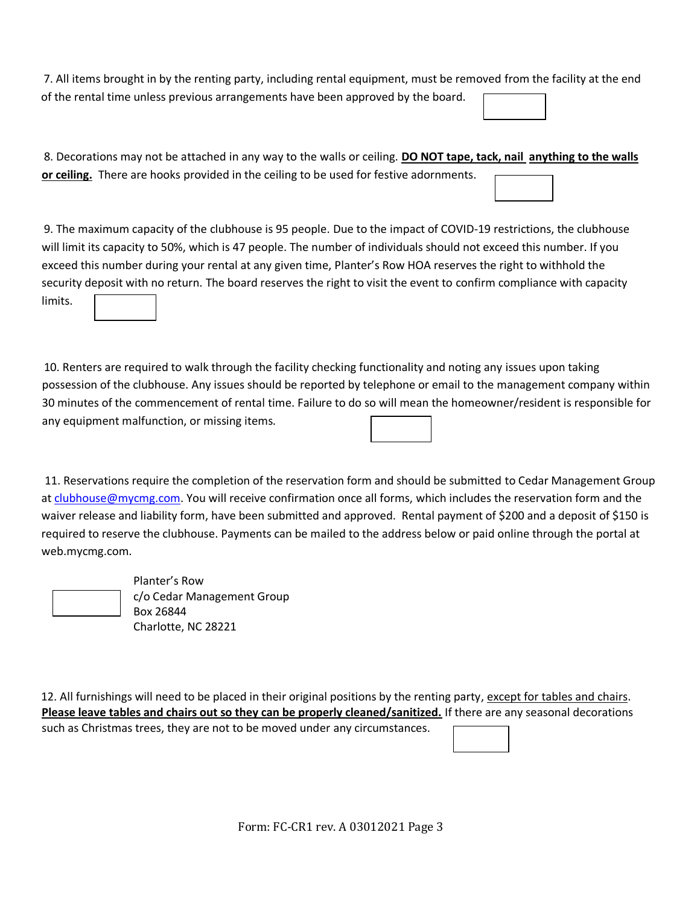7. All items brought in by the renting party, including rental equipment, must be removed from the facility at the end of the rental time unless previous arrangements have been approved by the board.

8. Decorations may not be attached in any way to the walls or ceiling. **DO NOT tape, tack, nail anything to the walls or ceiling.** There are hooks provided in the ceiling to be used for festive adornments.

9. The maximum capacity of the clubhouse is 95 people. Due to the impact of COVID-19 restrictions, the clubhouse will limit its capacity to 50%, which is 47 people. The number of individuals should not exceed this number. If you exceed this number during your rental at any given time, Planter's Row HOA reserves the right to withhold the security deposit with no return. The board reserves the right to visit the event to confirm compliance with capacity limits.

10. Renters are required to walk through the facility checking functionality and noting any issues upon taking possession of the clubhouse. Any issues should be reported by telephone or email to the management company within 30 minutes of the commencement of rental time. Failure to do so will mean the homeowner/resident is responsible for any equipment malfunction, or missing items.

11. Reservations require the completion of the reservation form and should be submitted to Cedar Management Group at clubhouse@mycmg.com. You will receive confirmation once all forms, which includes the reservation form and the waiver release and liability form, have been submitted and approved. Rental payment of $200 and a deposit of $150 is required to reserve the clubhouse. Payments can be mailed to the address below or paid online through the portal at web.mycmg.com.

Planter's Row  
c/o Cedar Management Group  
Box 26844  
Charlotte, NC 28221

12. All furnishings will need to be placed in their original positions by the renting party, except for tables and chairs. **Please leave tables and chairs out so they can be properly cleaned/sanitized.** If there are any seasonal decorations such as Christmas trees, they are not to be moved under any circumstances.

Form: FC-CR1 rev. A 03012021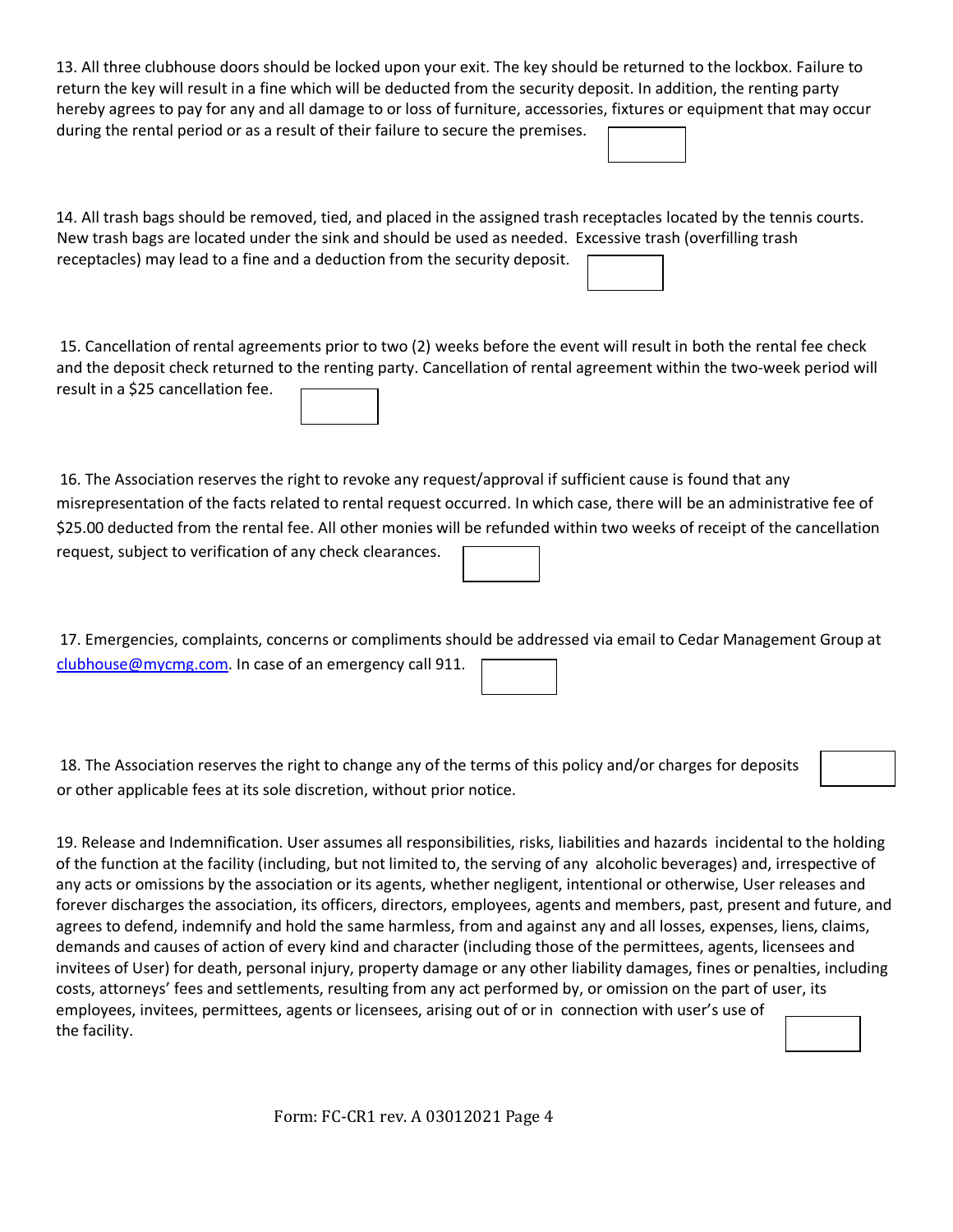13. All three clubhouse doors should be locked upon your exit. The key should be returned to the lockbox. Failure to return the key will result in a fine which will be deducted from the security deposit. In addition, the renting party hereby agrees to pay for any and all damage to or loss of furniture, accessories, fixtures or equipment that may occur during the rental period or as a result of their failure to secure the premises.

14. All trash bags should be removed, tied, and placed in the assigned trash receptacles located by the tennis courts. New trash bags are located under the sink and should be used as needed. Excessive trash (overfilling trash receptacles) may lead to a fine and a deduction from the security deposit.

15. Cancellation of rental agreements prior to two (2) weeks before the event will result in both the rental fee check and the deposit check returned to the renting party. Cancellation of rental agreement within the two-week period will result in a $25 cancellation fee.

16. The Association reserves the right to revoke any request/approval if sufficient cause is found that any misrepresentation of the facts related to rental request occurred. In which case, there will be an administrative fee of $25.00 deducted from the rental fee. All other monies will be refunded within two weeks of receipt of the cancellation request, subject to verification of any check clearances.

17. Emergencies, complaints, concerns or compliments should be addressed via email to Cedar Management Group at clubhouse@mycmg.com. In case of an emergency call 911.

18. The Association reserves the right to change any of the terms of this policy and/or charges for deposits or other applicable fees at its sole discretion, without prior notice.

19. Release and Indemnification. User assumes all responsibilities, risks, liabilities and hazards incidental to the holding of the function at the facility (including, but not limited to, the serving of any alcoholic beverages) and, irrespective of any acts or omissions by the association or its agents, whether negligent, intentional or otherwise, User releases and forever discharges the association, its officers, directors, employees, agents and members, past, present and future, and agrees to defend, indemnify and hold the same harmless, from and against any and all losses, expenses, liens, claims, demands and causes of action of every kind and character (including those of the permittees, agents, licensees and invitees of User) for death, personal injury, property damage or any other liability damages, fines or penalties, including costs, attorneys' fees and settlements, resulting from any act performed by, or omission on the part of user, its employees, invitees, permittees, agents or licensees, arising out of or in connection with user's use of the facility.

Form: FC-CR1 rev. A 03012021 Page 4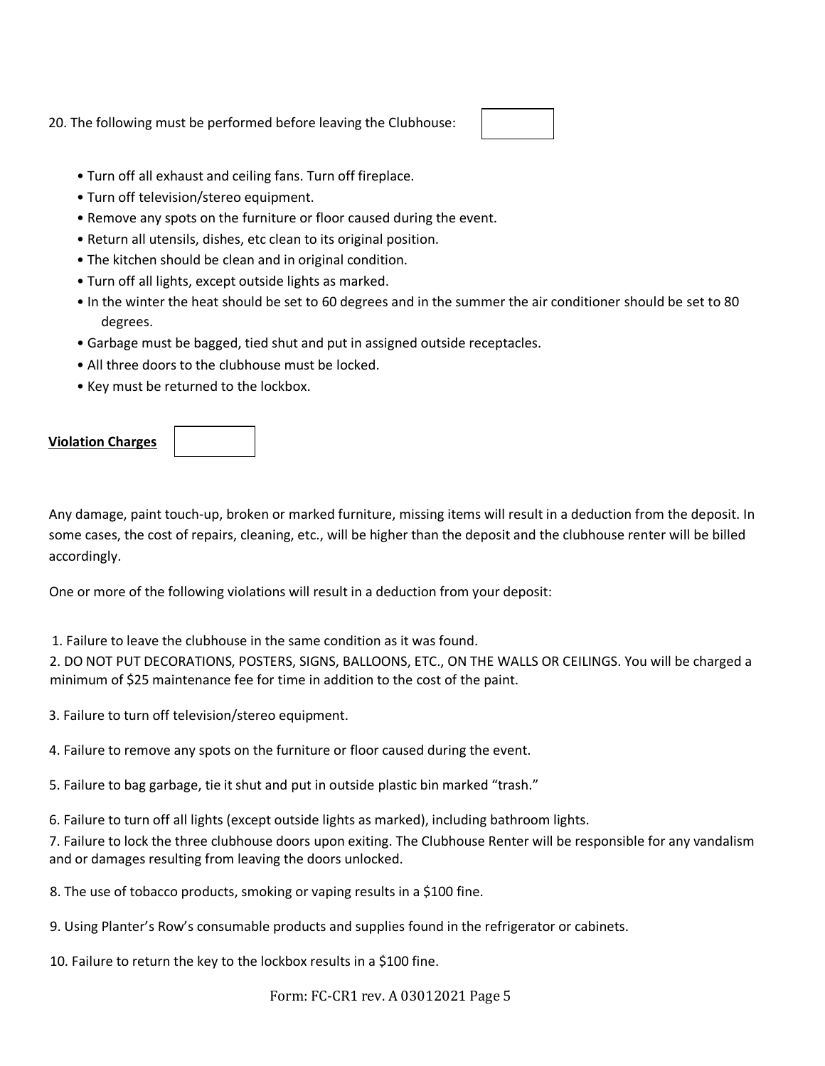20. The following must be performed before leaving the Clubhouse:

- Turn off all exhaust and ceiling fans. Turn off fireplace.
- Turn off television/stereo equipment.
- Remove any spots on the furniture or floor caused during the event.
- Return all utensils, dishes, etc clean to its original position.
- The kitchen should be clean and in original condition.
- Turn off all lights, except outside lights as marked.
- In the winter the heat should be set to 60 degrees and in the summer the air conditioner should be set to 80 degrees.
- Garbage must be bagged, tied shut and put in assigned outside receptacles.
- All three doors to the clubhouse must be locked.
- Key must be returned to the lockbox.

**<u>Violation Charges</u>**

Any damage, paint touch-up, broken or marked furniture, missing items will result in a deduction from the deposit. In some cases, the cost of repairs, cleaning, etc., will be higher than the deposit and the clubhouse renter will be billed accordingly.

One or more of the following violations will result in a deduction from your deposit:

1. Failure to leave the clubhouse in the same condition as it was found.
2. DO NOT PUT DECORATIONS, POSTERS, SIGNS, BALLOONS, ETC., ON THE WALLS OR CEILINGS. You will be charged a minimum of $25 maintenance fee for time in addition to the cost of the paint.
3. Failure to turn off television/stereo equipment.
4. Failure to remove any spots on the furniture or floor caused during the event.
5. Failure to bag garbage, tie it shut and put in outside plastic bin marked "trash."
6. Failure to turn off all lights (except outside lights as marked), including bathroom lights.
7. Failure to lock the three clubhouse doors upon exiting. The Clubhouse Renter will be responsible for any vandalism and or damages resulting from leaving the doors unlocked.
8. The use of tobacco products, smoking or vaping results in a $100 fine.
9. Using Planter's Row's consumable products and supplies found in the refrigerator or cabinets.
10. Failure to return the key to the lockbox results in a $100 fine.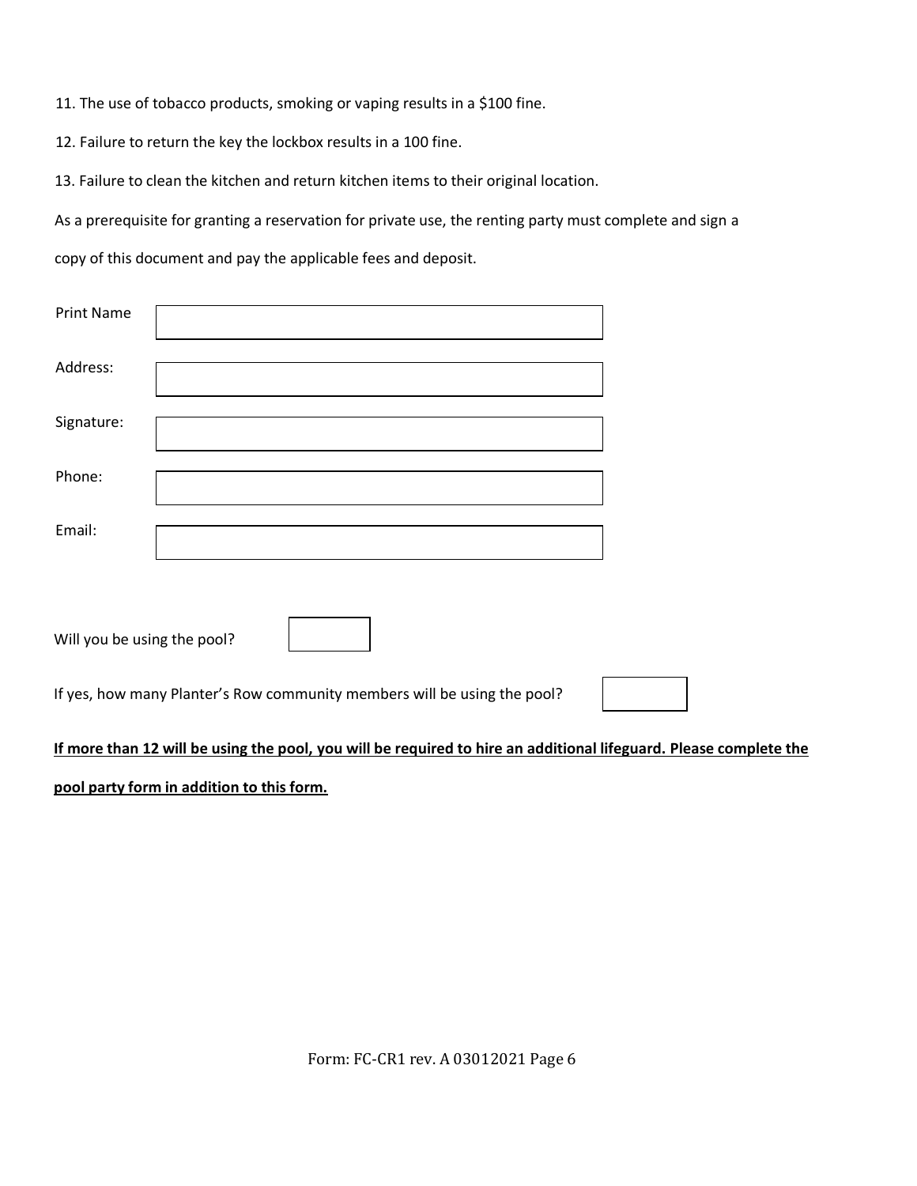11. The use of tobacco products, smoking or vaping results in a $100 fine.

12. Failure to return the key the lockbox results in a 100 fine.

13. Failure to clean the kitchen and return kitchen items to their original location.

As a prerequisite for granting a reservation for private use, the renting party must complete and sign a copy of this document and pay the applicable fees and deposit.

| | |
|---|---|
| Print Name | |
| Address: | |
| Signature: | |
| Phone: | |
| Email: | |

Will you be using the pool?

If yes, how many Planter's Row community members will be using the pool?

**<u>If more than 12 will be using the pool, you will be required to hire an additional lifeguard. Please complete the pool party form in addition to this form.</u>**

Form: FC-CR1 rev. A 03012021